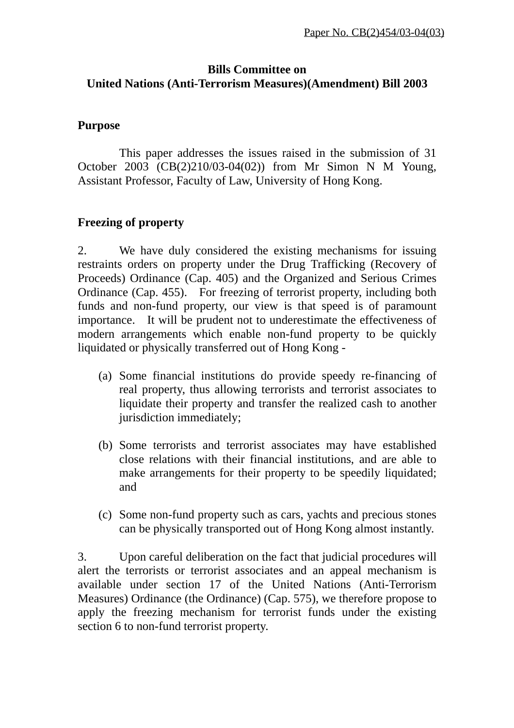Paper No. CB(2)454/03-04(03)

**Bills Committee on**
**United Nations (Anti-Terrorism Measures)(Amendment) Bill 2003**

## Purpose

This paper addresses the issues raised in the submission of 31 October 2003 (CB(2)210/03-04(02)) from Mr Simon N M Young, Assistant Professor, Faculty of Law, University of Hong Kong.

## Freezing of property

2. We have duly considered the existing mechanisms for issuing restraints orders on property under the Drug Trafficking (Recovery of Proceeds) Ordinance (Cap. 405) and the Organized and Serious Crimes Ordinance (Cap. 455). For freezing of terrorist property, including both funds and non-fund property, our view is that speed is of paramount importance. It will be prudent not to underestimate the effectiveness of modern arrangements which enable non-fund property to be quickly liquidated or physically transferred out of Hong Kong -

(a) Some financial institutions do provide speedy re-financing of real property, thus allowing terrorists and terrorist associates to liquidate their property and transfer the realized cash to another jurisdiction immediately;

(b) Some terrorists and terrorist associates may have established close relations with their financial institutions, and are able to make arrangements for their property to be speedily liquidated; and

(c) Some non-fund property such as cars, yachts and precious stones can be physically transported out of Hong Kong almost instantly.

3. Upon careful deliberation on the fact that judicial procedures will alert the terrorists or terrorist associates and an appeal mechanism is available under section 17 of the United Nations (Anti-Terrorism Measures) Ordinance (the Ordinance) (Cap. 575), we therefore propose to apply the freezing mechanism for terrorist funds under the existing section 6 to non-fund terrorist property.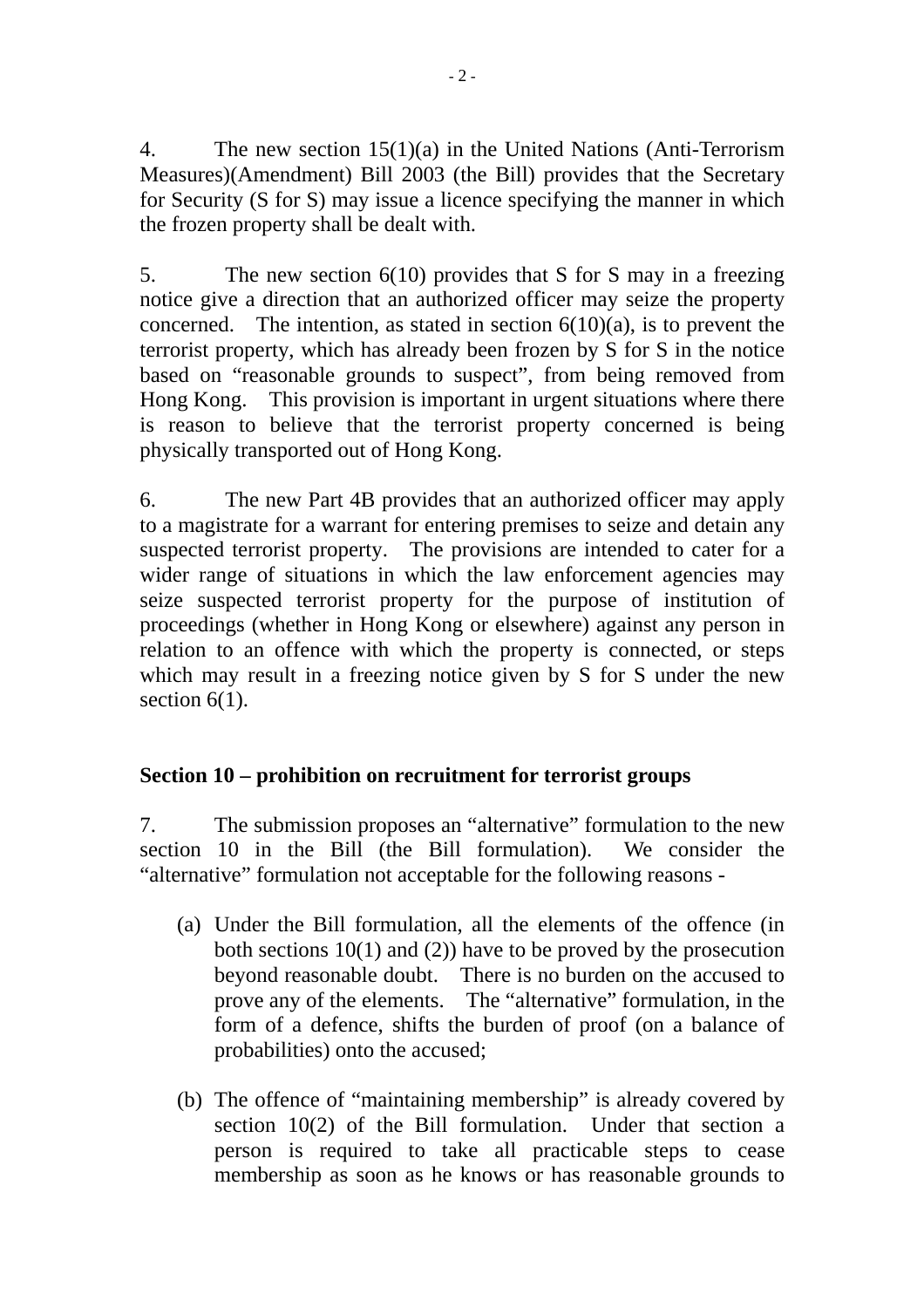4. The new section 15(1)(a) in the United Nations (Anti-Terrorism Measures)(Amendment) Bill 2003 (the Bill) provides that the Secretary for Security (S for S) may issue a licence specifying the manner in which the frozen property shall be dealt with.

5. The new section 6(10) provides that S for S may in a freezing notice give a direction that an authorized officer may seize the property concerned. The intention, as stated in section 6(10)(a), is to prevent the terrorist property, which has already been frozen by S for S in the notice based on "reasonable grounds to suspect", from being removed from Hong Kong. This provision is important in urgent situations where there is reason to believe that the terrorist property concerned is being physically transported out of Hong Kong.

6. The new Part 4B provides that an authorized officer may apply to a magistrate for a warrant for entering premises to seize and detain any suspected terrorist property. The provisions are intended to cater for a wider range of situations in which the law enforcement agencies may seize suspected terrorist property for the purpose of institution of proceedings (whether in Hong Kong or elsewhere) against any person in relation to an offence with which the property is connected, or steps which may result in a freezing notice given by S for S under the new section 6(1).

**Section 10 – prohibition on recruitment for terrorist groups**

7. The submission proposes an "alternative" formulation to the new section 10 in the Bill (the Bill formulation). We consider the "alternative" formulation not acceptable for the following reasons -

(a) Under the Bill formulation, all the elements of the offence (in both sections 10(1) and (2)) have to be proved by the prosecution beyond reasonable doubt. There is no burden on the accused to prove any of the elements. The "alternative" formulation, in the form of a defence, shifts the burden of proof (on a balance of probabilities) onto the accused;

(b) The offence of "maintaining membership" is already covered by section 10(2) of the Bill formulation. Under that section a person is required to take all practicable steps to cease membership as soon as he knows or has reasonable grounds to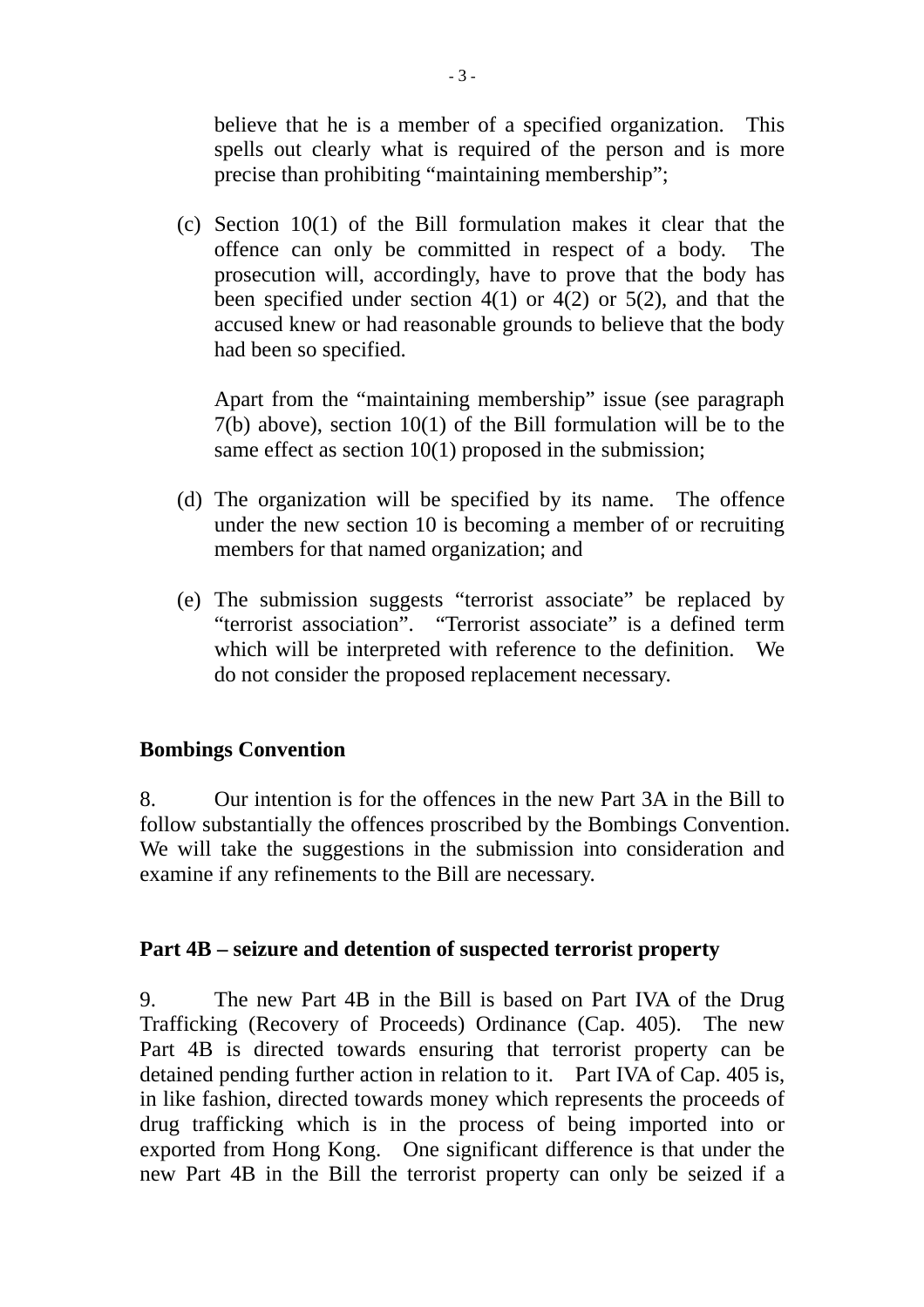believe that he is a member of a specified organization. This spells out clearly what is required of the person and is more precise than prohibiting "maintaining membership";

(c) Section 10(1) of the Bill formulation makes it clear that the offence can only be committed in respect of a body. The prosecution will, accordingly, have to prove that the body has been specified under section 4(1) or 4(2) or 5(2), and that the accused knew or had reasonable grounds to believe that the body had been so specified.

Apart from the "maintaining membership" issue (see paragraph 7(b) above), section 10(1) of the Bill formulation will be to the same effect as section 10(1) proposed in the submission;

(d) The organization will be specified by its name. The offence under the new section 10 is becoming a member of or recruiting members for that named organization; and

(e) The submission suggests "terrorist associate" be replaced by "terrorist association". "Terrorist associate" is a defined term which will be interpreted with reference to the definition. We do not consider the proposed replacement necessary.

**Bombings Convention**

8. Our intention is for the offences in the new Part 3A in the Bill to follow substantially the offences proscribed by the Bombings Convention. We will take the suggestions in the submission into consideration and examine if any refinements to the Bill are necessary.

**Part 4B – seizure and detention of suspected terrorist property**

9. The new Part 4B in the Bill is based on Part IVA of the Drug Trafficking (Recovery of Proceeds) Ordinance (Cap. 405). The new Part 4B is directed towards ensuring that terrorist property can be detained pending further action in relation to it. Part IVA of Cap. 405 is, in like fashion, directed towards money which represents the proceeds of drug trafficking which is in the process of being imported into or exported from Hong Kong. One significant difference is that under the new Part 4B in the Bill the terrorist property can only be seized if a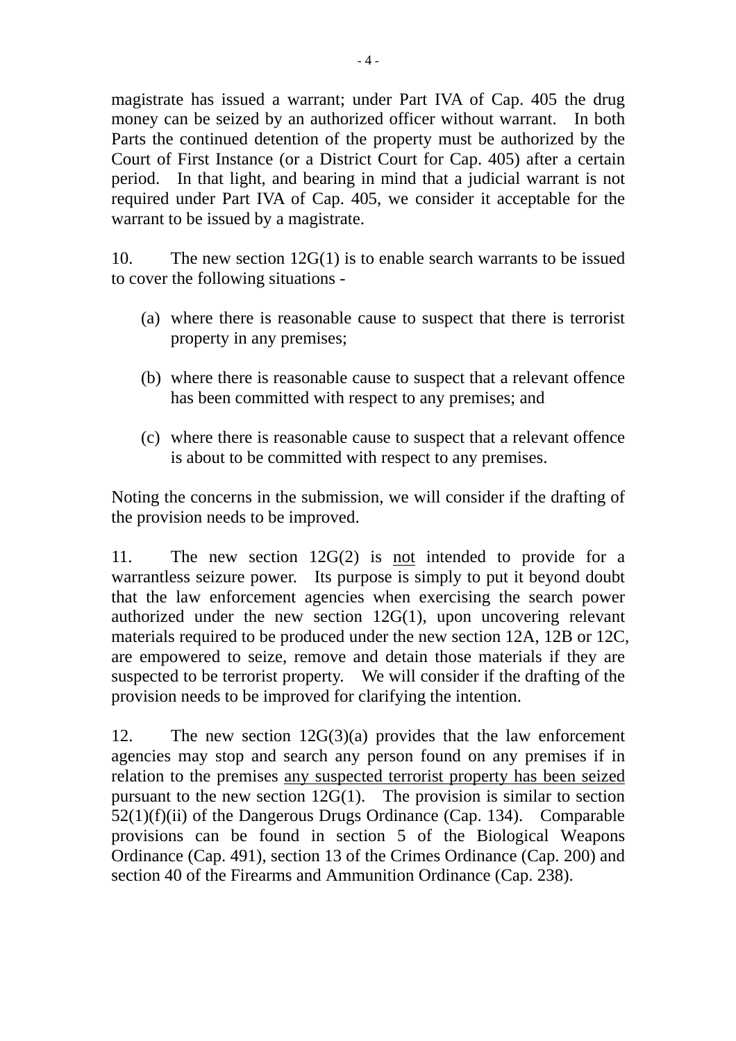magistrate has issued a warrant; under Part IVA of Cap. 405 the drug money can be seized by an authorized officer without warrant. In both Parts the continued detention of the property must be authorized by the Court of First Instance (or a District Court for Cap. 405) after a certain period. In that light, and bearing in mind that a judicial warrant is not required under Part IVA of Cap. 405, we consider it acceptable for the warrant to be issued by a magistrate.

10. The new section 12G(1) is to enable search warrants to be issued to cover the following situations -

(a) where there is reasonable cause to suspect that there is terrorist property in any premises;

(b) where there is reasonable cause to suspect that a relevant offence has been committed with respect to any premises; and

(c) where there is reasonable cause to suspect that a relevant offence is about to be committed with respect to any premises.

Noting the concerns in the submission, we will consider if the drafting of the provision needs to be improved.

11. The new section 12G(2) is <u>not</u> intended to provide for a warrantless seizure power. Its purpose is simply to put it beyond doubt that the law enforcement agencies when exercising the search power authorized under the new section 12G(1), upon uncovering relevant materials required to be produced under the new section 12A, 12B or 12C, are empowered to seize, remove and detain those materials if they are suspected to be terrorist property. We will consider if the drafting of the provision needs to be improved for clarifying the intention.

12. The new section 12G(3)(a) provides that the law enforcement agencies may stop and search any person found on any premises if in relation to the premises <u>any suspected terrorist property has been seized</u> pursuant to the new section 12G(1). The provision is similar to section 52(1)(f)(ii) of the Dangerous Drugs Ordinance (Cap. 134). Comparable provisions can be found in section 5 of the Biological Weapons Ordinance (Cap. 491), section 13 of the Crimes Ordinance (Cap. 200) and section 40 of the Firearms and Ammunition Ordinance (Cap. 238).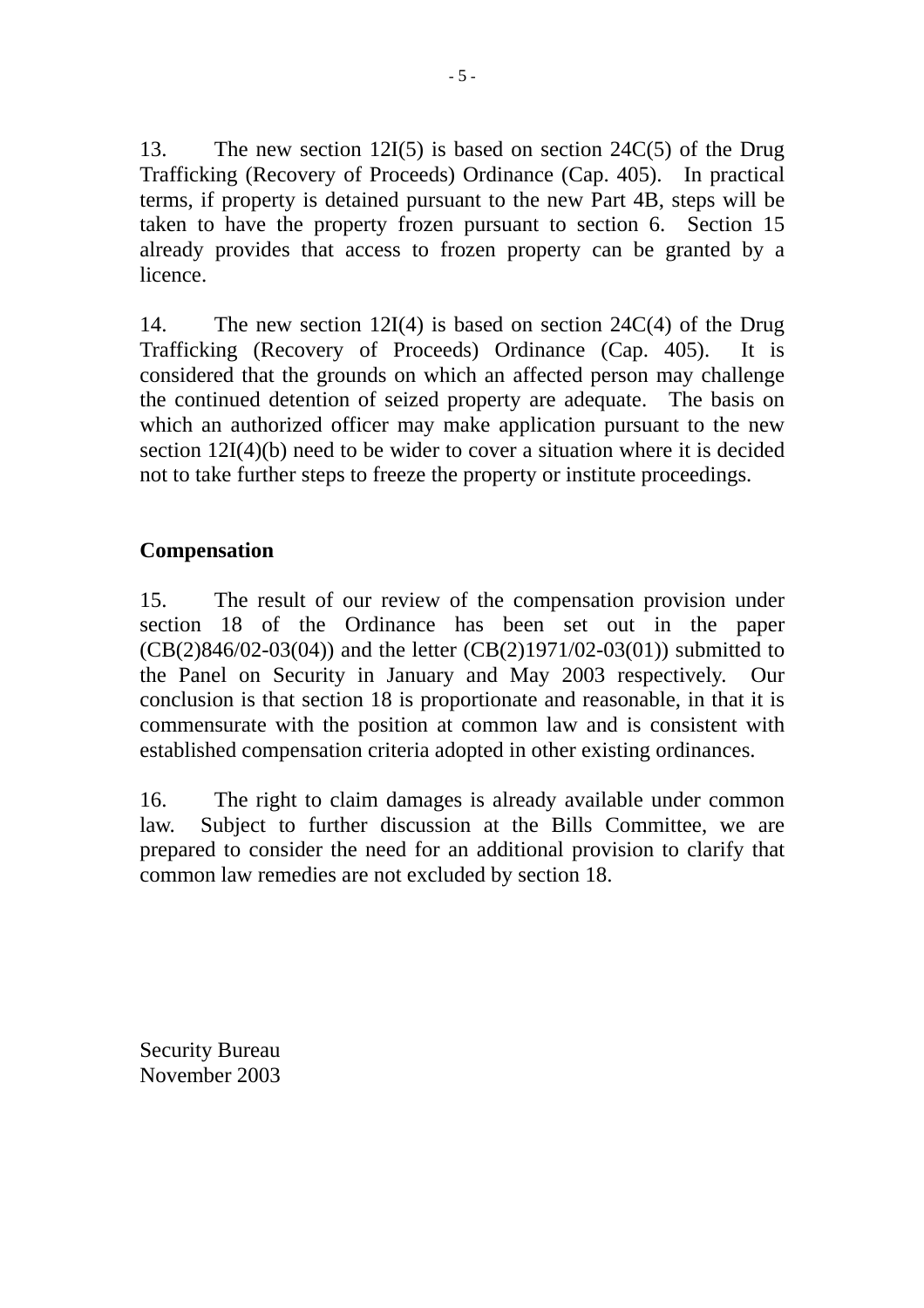13. The new section 12I(5) is based on section 24C(5) of the Drug Trafficking (Recovery of Proceeds) Ordinance (Cap. 405). In practical terms, if property is detained pursuant to the new Part 4B, steps will be taken to have the property frozen pursuant to section 6. Section 15 already provides that access to frozen property can be granted by a licence.

14. The new section 12I(4) is based on section 24C(4) of the Drug Trafficking (Recovery of Proceeds) Ordinance (Cap. 405). It is considered that the grounds on which an affected person may challenge the continued detention of seized property are adequate. The basis on which an authorized officer may make application pursuant to the new section 12I(4)(b) need to be wider to cover a situation where it is decided not to take further steps to freeze the property or institute proceedings.

**Compensation**

15. The result of our review of the compensation provision under section 18 of the Ordinance has been set out in the paper (CB(2)846/02-03(04)) and the letter (CB(2)1971/02-03(01)) submitted to the Panel on Security in January and May 2003 respectively. Our conclusion is that section 18 is proportionate and reasonable, in that it is commensurate with the position at common law and is consistent with established compensation criteria adopted in other existing ordinances.

16. The right to claim damages is already available under common law. Subject to further discussion at the Bills Committee, we are prepared to consider the need for an additional provision to clarify that common law remedies are not excluded by section 18.

Security Bureau
November 2003